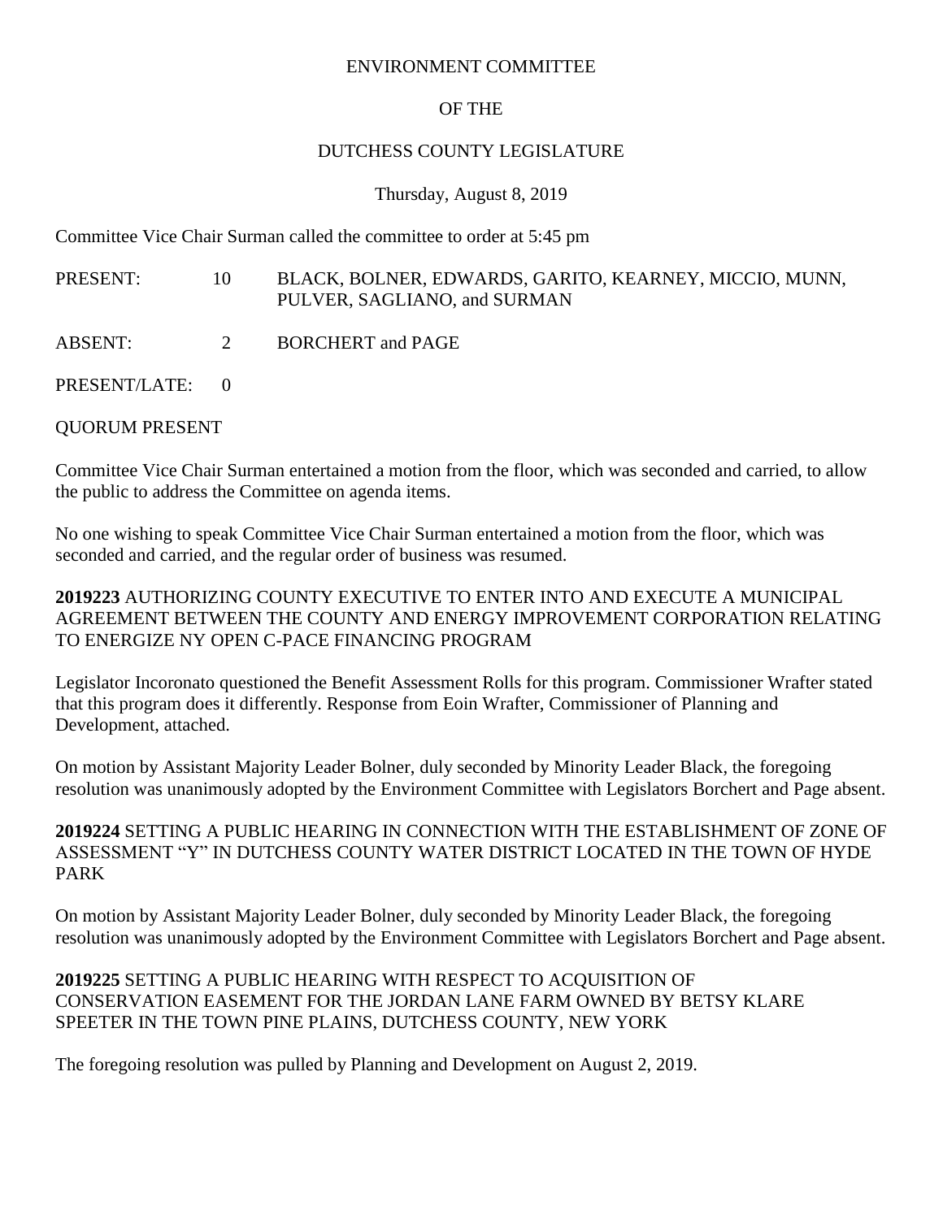# ENVIRONMENT COMMITTEE

## OF THE

## DUTCHESS COUNTY LEGISLATURE

Thursday, August 8, 2019

Committee Vice Chair Surman called the committee to order at 5:45 pm

PRESENT: 10 BLACK, BOLNER, EDWARDS, GARITO, KEARNEY, MICCIO, MUNN, PULVER, SAGLIANO, and SURMAN

ABSENT: 2 BORCHERT and PAGE

PRESENT/LATE: 0

QUORUM PRESENT

Committee Vice Chair Surman entertained a motion from the floor, which was seconded and carried, to allow the public to address the Committee on agenda items.

No one wishing to speak Committee Vice Chair Surman entertained a motion from the floor, which was seconded and carried, and the regular order of business was resumed.

**2019223** AUTHORIZING COUNTY EXECUTIVE TO ENTER INTO AND EXECUTE A MUNICIPAL AGREEMENT BETWEEN THE COUNTY AND ENERGY IMPROVEMENT CORPORATION RELATING TO ENERGIZE NY OPEN C-PACE FINANCING PROGRAM

Legislator Incoronato questioned the Benefit Assessment Rolls for this program. Commissioner Wrafter stated that this program does it differently. Response from Eoin Wrafter, Commissioner of Planning and Development, attached.

On motion by Assistant Majority Leader Bolner, duly seconded by Minority Leader Black, the foregoing resolution was unanimously adopted by the Environment Committee with Legislators Borchert and Page absent.

**2019224** SETTING A PUBLIC HEARING IN CONNECTION WITH THE ESTABLISHMENT OF ZONE OF ASSESSMENT "Y" IN DUTCHESS COUNTY WATER DISTRICT LOCATED IN THE TOWN OF HYDE PARK

On motion by Assistant Majority Leader Bolner, duly seconded by Minority Leader Black, the foregoing resolution was unanimously adopted by the Environment Committee with Legislators Borchert and Page absent.

**2019225** SETTING A PUBLIC HEARING WITH RESPECT TO ACQUISITION OF CONSERVATION EASEMENT FOR THE JORDAN LANE FARM OWNED BY BETSY KLARE SPEETER IN THE TOWN PINE PLAINS, DUTCHESS COUNTY, NEW YORK

The foregoing resolution was pulled by Planning and Development on August 2, 2019.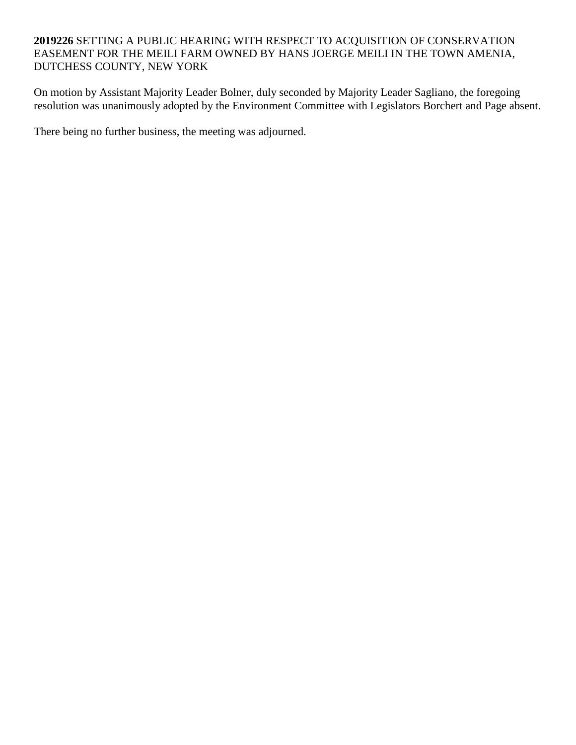**2019226** SETTING A PUBLIC HEARING WITH RESPECT TO ACQUISITION OF CONSERVATION EASEMENT FOR THE MEILI FARM OWNED BY HANS JOERGE MEILI IN THE TOWN AMENIA, DUTCHESS COUNTY, NEW YORK

On motion by Assistant Majority Leader Bolner, duly seconded by Majority Leader Sagliano, the foregoing resolution was unanimously adopted by the Environment Committee with Legislators Borchert and Page absent.

There being no further business, the meeting was adjourned.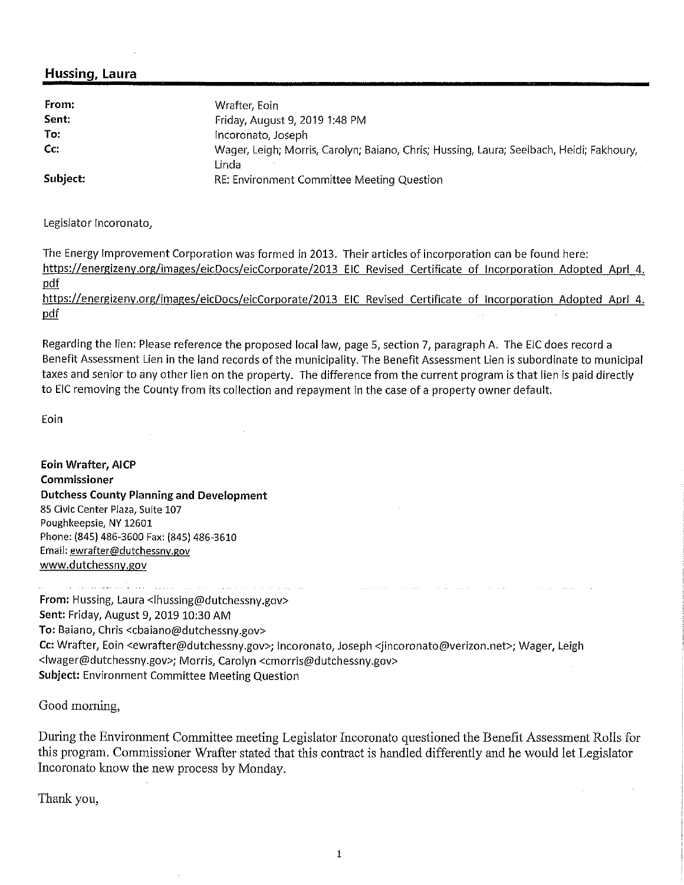## Hussing, Laura

| | |
|---|---|
| **From:** | Wrafter, Eoin |
| **Sent:** | Friday, August 9, 2019 1:48 PM |
| **To:** | Incoronato, Joseph |
| **Cc:** | Wager, Leigh; Morris, Carolyn; Baiano, Chris; Hussing, Laura; Seelbach, Heidi; Fakhoury, Linda |
| **Subject:** | RE: Environment Committee Meeting Question |

Legislator Incoronato,

The Energy Improvement Corporation was formed in 2013. Their articles of incorporation can be found here:
https://energizeny.org/images/eicDocs/eicCorporate/2013_EIC_Revised_Certificate_of_Incorporation_Adopted_Aprl_4.pdf
https://energizeny.org/images/eicDocs/eicCorporate/2013_EIC_Revised_Certificate_of_Incorporation_Adopted_Aprl_4.pdf

Regarding the lien: Please reference the proposed local law, page 5, section 7, paragraph A. The EIC does record a Benefit Assessment Lien in the land records of the municipality. The Benefit Assessment Lien is subordinate to municipal taxes and senior to any other lien on the property. The difference from the current program is that lien is paid directly to EIC removing the County from its collection and repayment in the case of a property owner default.

Eoin

**Eoin Wrafter, AICP**
**Commissioner**
**Dutchess County Planning and Development**
85 Civic Center Plaza, Suite 107
Poughkeepsie, NY 12601
Phone: (845) 486-3600 Fax: (845) 486-3610
Email: ewrafter@dutchessny.gov
www.dutchessny.gov

---

**From:** Hussing, Laura <lhussing@dutchessny.gov>
**Sent:** Friday, August 9, 2019 10:30 AM
**To:** Baiano, Chris <cbaiano@dutchessny.gov>
**Cc:** Wrafter, Eoin <ewrafter@dutchessny.gov>; Incoronato, Joseph <jincoronato@verizon.net>; Wager, Leigh <lwager@dutchessny.gov>; Morris, Carolyn <cmorris@dutchessny.gov>
**Subject:** Environment Committee Meeting Question

Good morning,

During the Environment Committee meeting Legislator Incoronato questioned the Benefit Assessment Rolls for this program. Commissioner Wrafter stated that this contract is handled differently and he would let Legislator Incoronato know the new process by Monday.

Thank you,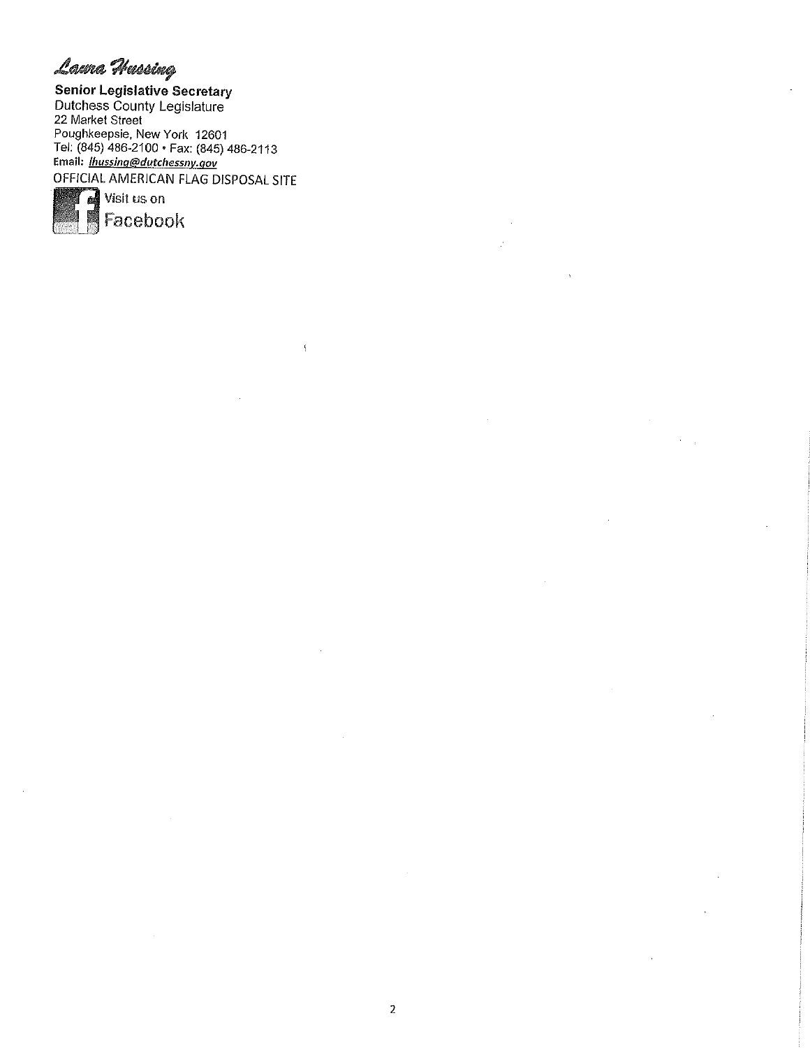*Laura Hussing*

**Senior Legislative Secretary**
Dutchess County Legislature
22 Market Street
Poughkeepsie, New York 12601
Tel: (845) 486-2100 • Fax: (845) 486-2113
Email: *lhussing@dutchessny.gov*
OFFICIAL AMERICAN FLAG DISPOSAL SITE
Visit us on Facebook